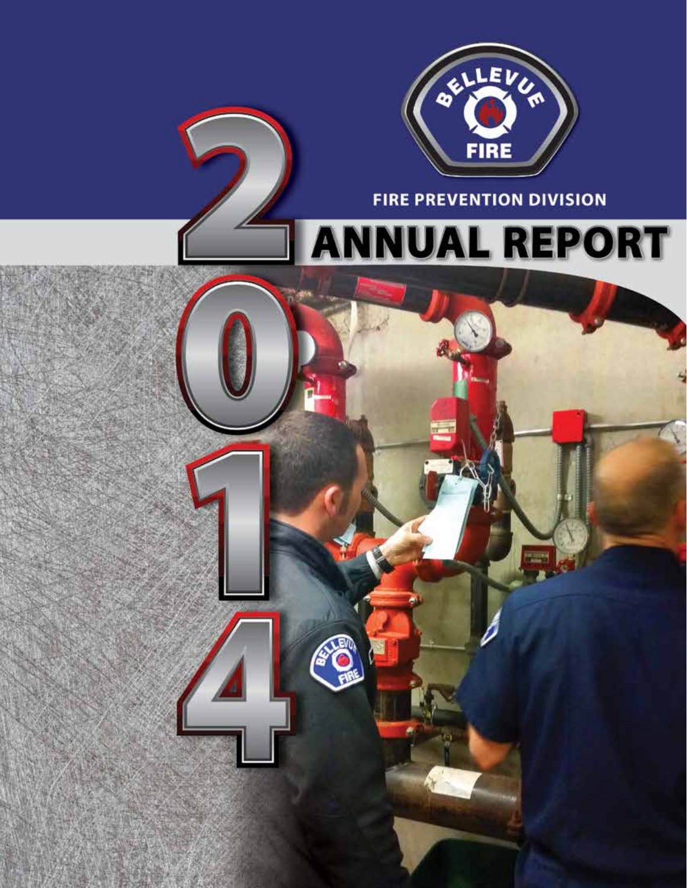# 2014

**BELLEVUE FIRE**

## FIRE PREVENTION DIVISION

# ANNUAL REPORT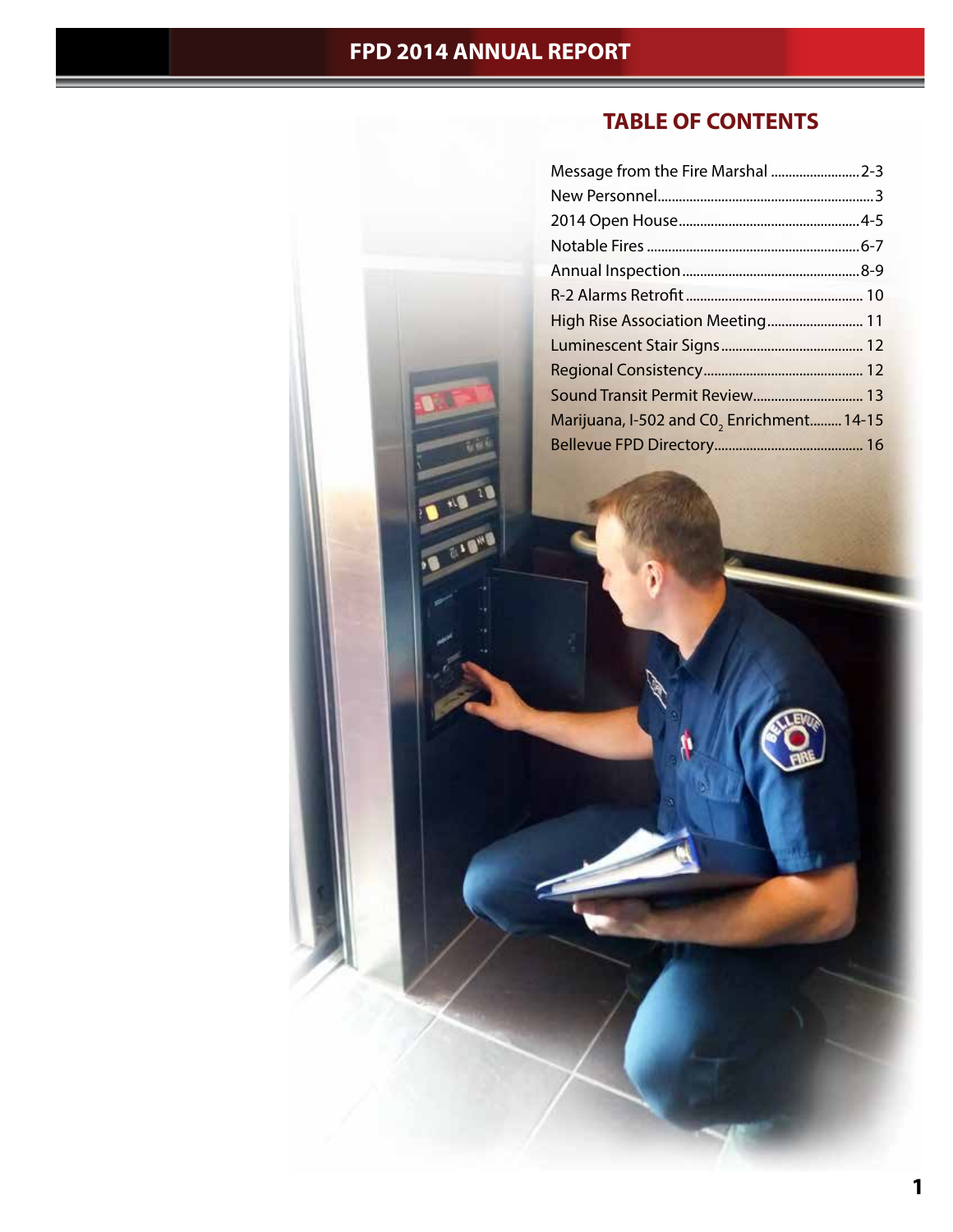## TABLE OF CONTENTS

| | |
|---|---|
| Message from the Fire Marshal | 2-3 |
| New Personnel | 3 |
| 2014 Open House | 4-5 |
| Notable Fires | 6-7 |
| Annual Inspection | 8-9 |
| R-2 Alarms Retrofit | 10 |
| High Rise Association Meeting | 11 |
| Luminescent Stair Signs | 12 |
| Regional Consistency | 12 |
| Sound Transit Permit Review | 13 |
| Marijuana, I-502 and $C0_2$ Enrichment | 14-15 |
| Bellevue FPD Directory | 16 |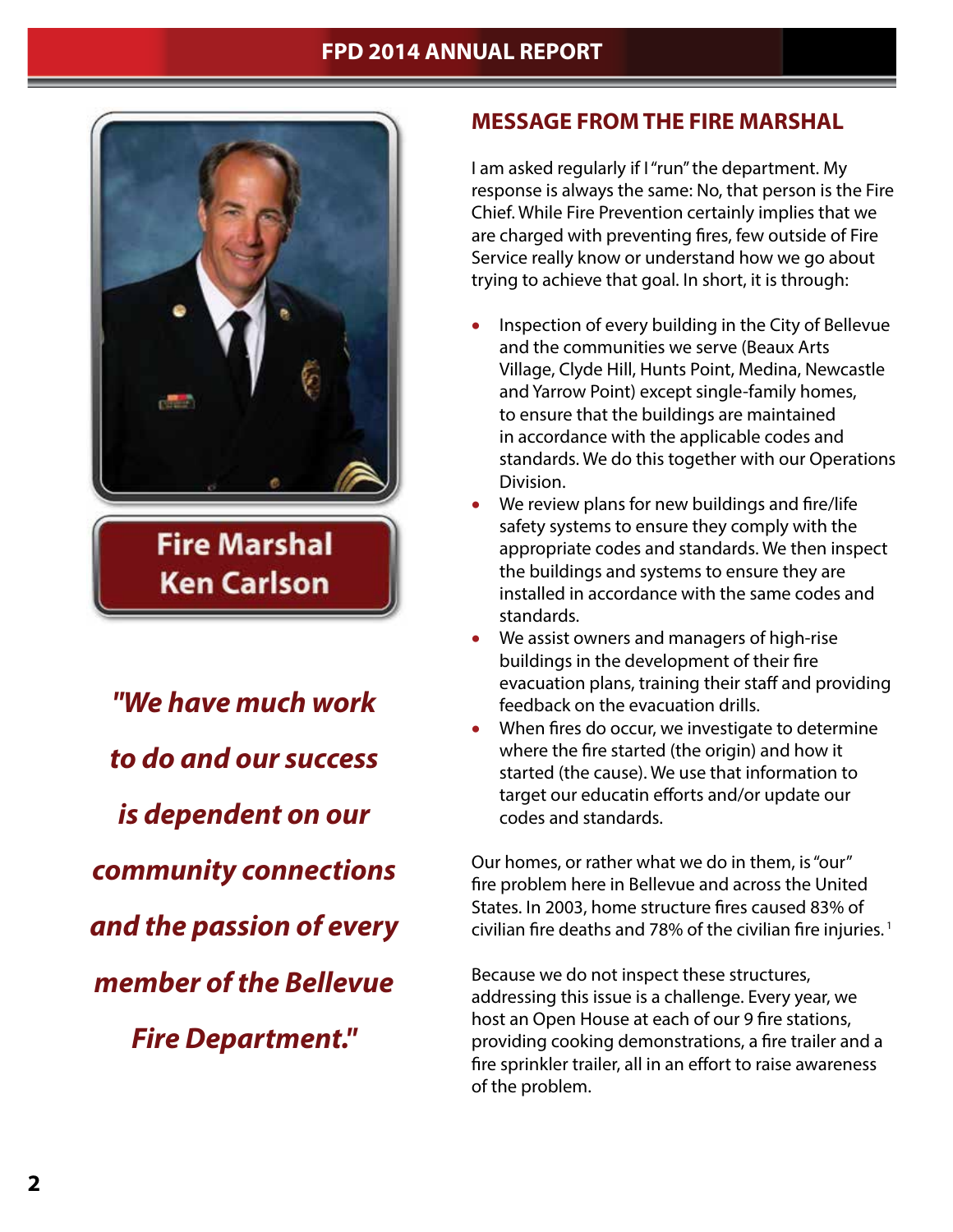Fire Marshal
Ken Carlson

*"We have much work to do and our success is dependent on our community connections and the passion of every member of the Bellevue Fire Department."*

## MESSAGE FROM THE FIRE MARSHAL

I am asked regularly if I "run" the department. My response is always the same: No, that person is the Fire Chief. While Fire Prevention certainly implies that we are charged with preventing fires, few outside of Fire Service really know or understand how we go about trying to achieve that goal. In short, it is through:

- Inspection of every building in the City of Bellevue and the communities we serve (Beaux Arts Village, Clyde Hill, Hunts Point, Medina, Newcastle and Yarrow Point) except single-family homes, to ensure that the buildings are maintained in accordance with the applicable codes and standards. We do this together with our Operations Division.
- We review plans for new buildings and fire/life safety systems to ensure they comply with the appropriate codes and standards. We then inspect the buildings and systems to ensure they are installed in accordance with the same codes and standards.
- We assist owners and managers of high-rise buildings in the development of their fire evacuation plans, training their staff and providing feedback on the evacuation drills.
- When fires do occur, we investigate to determine where the fire started (the origin) and how it started (the cause). We use that information to target our educatin efforts and/or update our codes and standards.

Our homes, or rather what we do in them, is "our" fire problem here in Bellevue and across the United States. In 2003, home structure fires caused 83% of civilian fire deaths and 78% of the civilian fire injuries. [1]

Because we do not inspect these structures, addressing this issue is a challenge. Every year, we host an Open House at each of our 9 fire stations, providing cooking demonstrations, a fire trailer and a fire sprinkler trailer, all in an effort to raise awareness of the problem.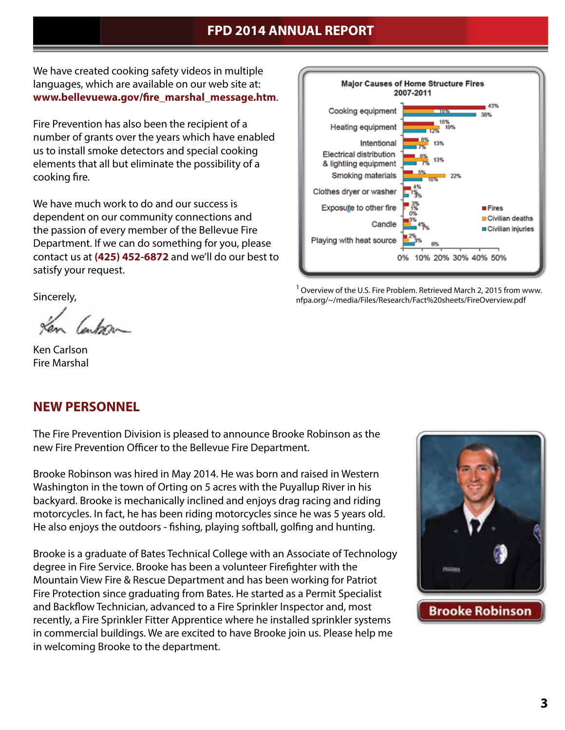We have created cooking safety videos in multiple languages, which are available on our web site at: **www.bellevuewa.gov/fire_marshal_message.htm**.

Fire Prevention has also been the recipient of a number of grants over the years which have enabled us to install smoke detectors and special cooking elements that all but eliminate the possibility of a cooking fire.

We have much work to do and our success is dependent on our community connections and the passion of every member of the Bellevue Fire Department. If we can do something for you, please contact us at **(425) 452-6872** and we'll do our best to satisfy your request.

Sincerely,

Ken Carlson
Fire Marshal

**Major Causes of Home Structure Fires 2007-2011**

| Cause | Fires | Civilian deaths | Civilian injuries |
| --- | --- | --- | --- |
| Cooking equipment | 43% | 16% | 38% |
| Heating equipment | 16% | 12% | 19% |
| Intentional | 8% | 13% | 7% |
| Electrical distribution & lighting equipment | 6% | 13% | 7% |
| Smoking materials | 5% | 22% | 10% |
| Clothes dryer or washer | 4% | 1% | 3% |
| Exposure to other fire | 3% | 1% | 0% |
| Candle | 3% | 4% | 7% |
| Playing with heat source | 2% | 6% | 3% |

[1] Overview of the U.S. Fire Problem. Retrieved March 2, 2015 from www.nfpa.org/~/media/Files/Research/Fact%20sheets/FireOverview.pdf

## NEW PERSONNEL

The Fire Prevention Division is pleased to announce Brooke Robinson as the new Fire Prevention Officer to the Bellevue Fire Department.

Brooke Robinson was hired in May 2014. He was born and raised in Western Washington in the town of Orting on 5 acres with the Puyallup River in his backyard. Brooke is mechanically inclined and enjoys drag racing and riding motorcycles. In fact, he has been riding motorcycles since he was 5 years old. He also enjoys the outdoors - fishing, playing softball, golfing and hunting.

Brooke is a graduate of Bates Technical College with an Associate of Technology degree in Fire Service. Brooke has been a volunteer Firefighter with the Mountain View Fire & Rescue Department and has been working for Patriot Fire Protection since graduating from Bates. He started as a Permit Specialist and Backflow Technician, advanced to a Fire Sprinkler Inspector and, most recently, a Fire Sprinkler Fitter Apprentice where he installed sprinkler systems in commercial buildings. We are excited to have Brooke join us. Please help me in welcoming Brooke to the department.

Brooke Robinson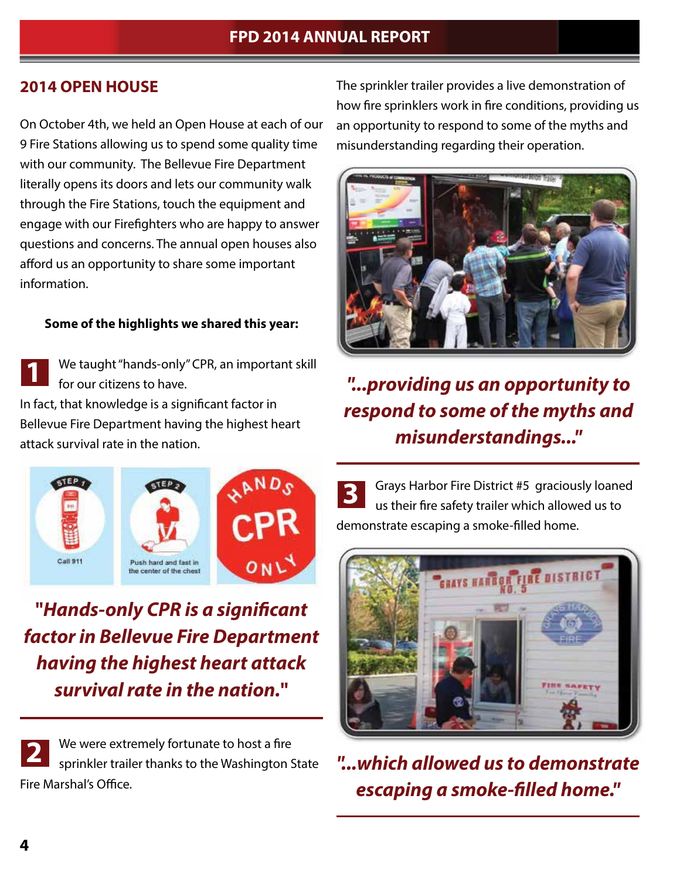## 2014 OPEN HOUSE

On October 4th, we held an Open House at each of our 9 Fire Stations allowing us to spend some quality time with our community. The Bellevue Fire Department literally opens its doors and lets our community walk through the Fire Stations, touch the equipment and engage with our Firefighters who are happy to answer questions and concerns. The annual open houses also afford us an opportunity to share some important information.

**Some of the highlights we shared this year:**

**1** We taught "hands-only" CPR, an important skill for our citizens to have. In fact, that knowledge is a significant factor in Bellevue Fire Department having the highest heart attack survival rate in the nation.

***"Hands-only CPR is a significant factor in Bellevue Fire Department having the highest heart attack survival rate in the nation."***

**2** We were extremely fortunate to host a fire sprinkler trailer thanks to the Washington State Fire Marshal's Office.

The sprinkler trailer provides a live demonstration of how fire sprinklers work in fire conditions, providing us an opportunity to respond to some of the myths and misunderstanding regarding their operation.

***"...providing us an opportunity to respond to some of the myths and misunderstandings..."***

**3** Grays Harbor Fire District #5 graciously loaned us their fire safety trailer which allowed us to demonstrate escaping a smoke-filled home.

***"...which allowed us to demonstrate escaping a smoke-filled home."***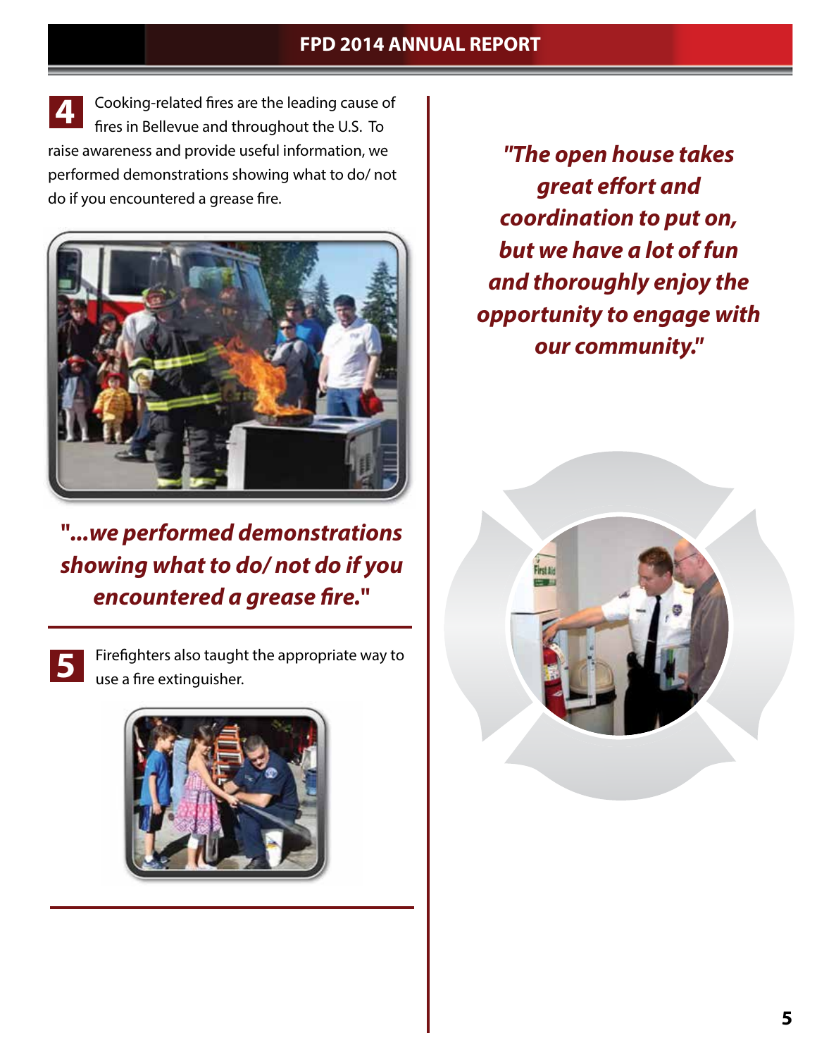**4** Cooking-related fires are the leading cause of fires in Bellevue and throughout the U.S. To raise awareness and provide useful information, we performed demonstrations showing what to do/ not do if you encountered a grease fire.

***"...we performed demonstrations showing what to do/ not do if you encountered a grease fire."***

**5** Firefighters also taught the appropriate way to use a fire extinguisher.

***"The open house takes great effort and coordination to put on, but we have a lot of fun and thoroughly enjoy the opportunity to engage with our community."***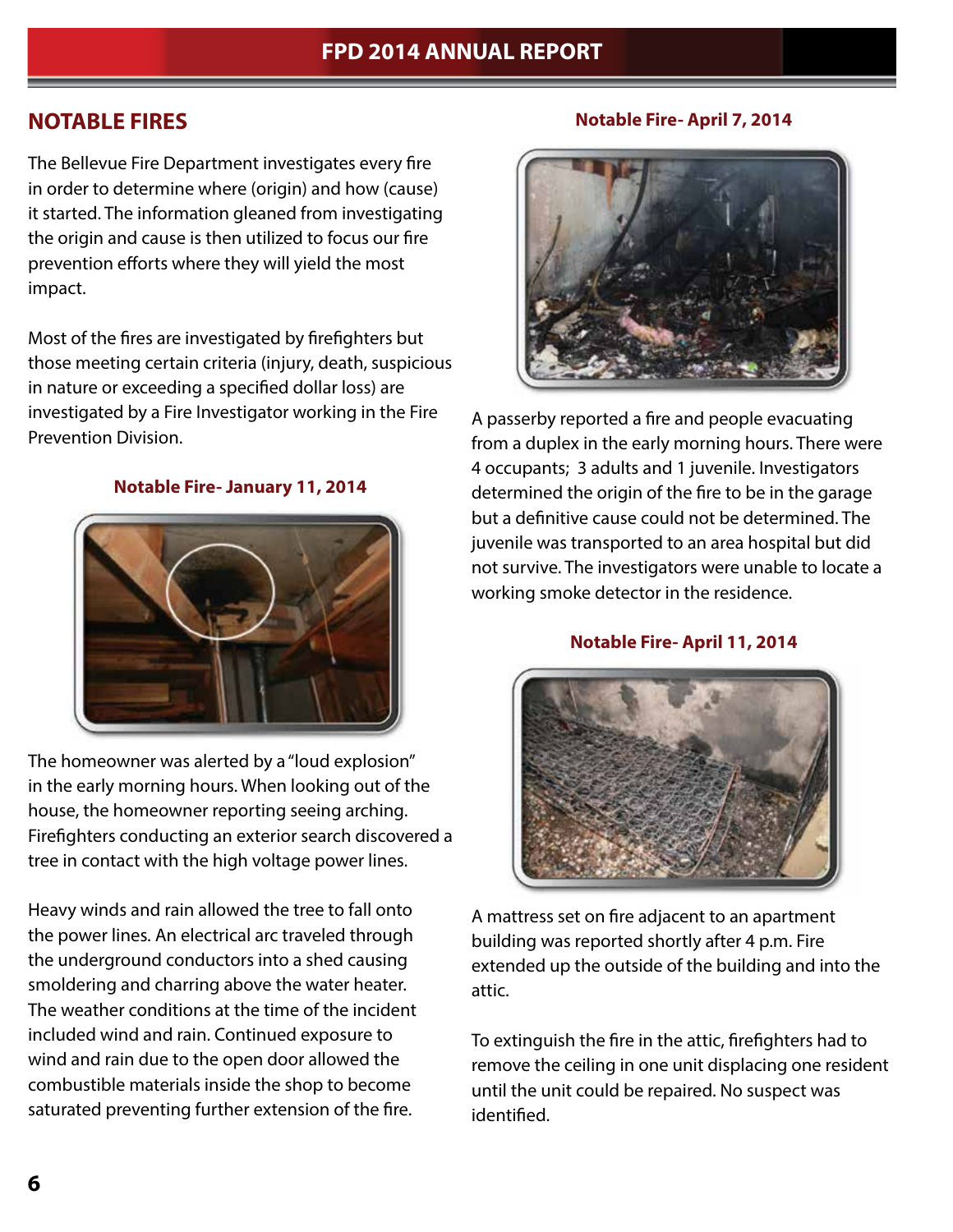## NOTABLE FIRES

The Bellevue Fire Department investigates every fire in order to determine where (origin) and how (cause) it started. The information gleaned from investigating the origin and cause is then utilized to focus our fire prevention efforts where they will yield the most impact.

Most of the fires are investigated by firefighters but those meeting certain criteria (injury, death, suspicious in nature or exceeding a specified dollar loss) are investigated by a Fire Investigator working in the Fire Prevention Division.

### Notable Fire- January 11, 2014

The homeowner was alerted by a "loud explosion" in the early morning hours. When looking out of the house, the homeowner reporting seeing arching. Firefighters conducting an exterior search discovered a tree in contact with the high voltage power lines.

Heavy winds and rain allowed the tree to fall onto the power lines. An electrical arc traveled through the underground conductors into a shed causing smoldering and charring above the water heater. The weather conditions at the time of the incident included wind and rain. Continued exposure to wind and rain due to the open door allowed the combustible materials inside the shop to become saturated preventing further extension of the fire.

### Notable Fire- April 7, 2014

A passerby reported a fire and people evacuating from a duplex in the early morning hours. There were 4 occupants; 3 adults and 1 juvenile. Investigators determined the origin of the fire to be in the garage but a definitive cause could not be determined. The juvenile was transported to an area hospital but did not survive. The investigators were unable to locate a working smoke detector in the residence.

### Notable Fire- April 11, 2014

A mattress set on fire adjacent to an apartment building was reported shortly after 4 p.m. Fire extended up the outside of the building and into the attic.

To extinguish the fire in the attic, firefighters had to remove the ceiling in one unit displacing one resident until the unit could be repaired. No suspect was identified.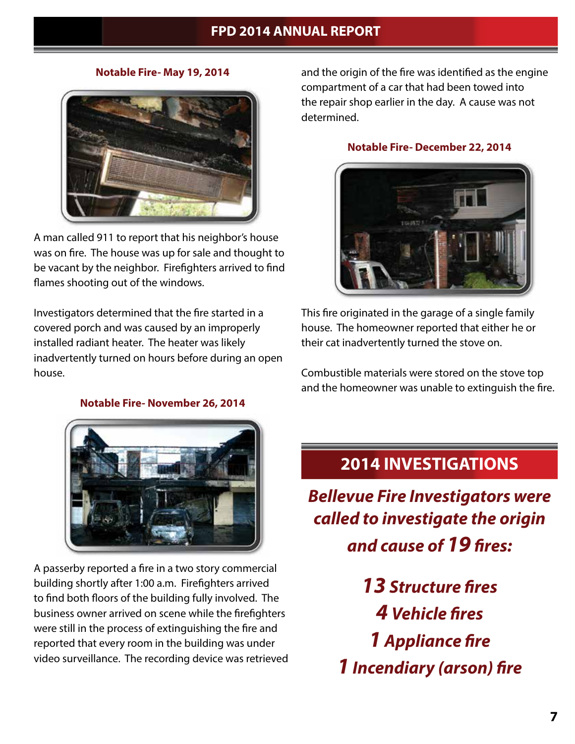### Notable Fire- May 19, 2014

A man called 911 to report that his neighbor's house was on fire. The house was up for sale and thought to be vacant by the neighbor. Firefighters arrived to find flames shooting out of the windows.

Investigators determined that the fire started in a covered porch and was caused by an improperly installed radiant heater. The heater was likely inadvertently turned on hours before during an open house.

### Notable Fire- November 26, 2014

A passerby reported a fire in a two story commercial building shortly after 1:00 a.m. Firefighters arrived to find both floors of the building fully involved. The business owner arrived on scene while the firefighters were still in the process of extinguishing the fire and reported that every room in the building was under video surveillance. The recording device was retrieved and the origin of the fire was identified as the engine compartment of a car that had been towed into the repair shop earlier in the day. A cause was not determined.

### Notable Fire- December 22, 2014

This fire originated in the garage of a single family house. The homeowner reported that either he or their cat inadvertently turned the stove on.

Combustible materials were stored on the stove top and the homeowner was unable to extinguish the fire.

## 2014 INVESTIGATIONS

***Bellevue Fire Investigators were called to investigate the origin and cause of 19 fires:***

***13 Structure fires***
***4 Vehicle fires***
***1 Appliance fire***
***1 Incendiary (arson) fire***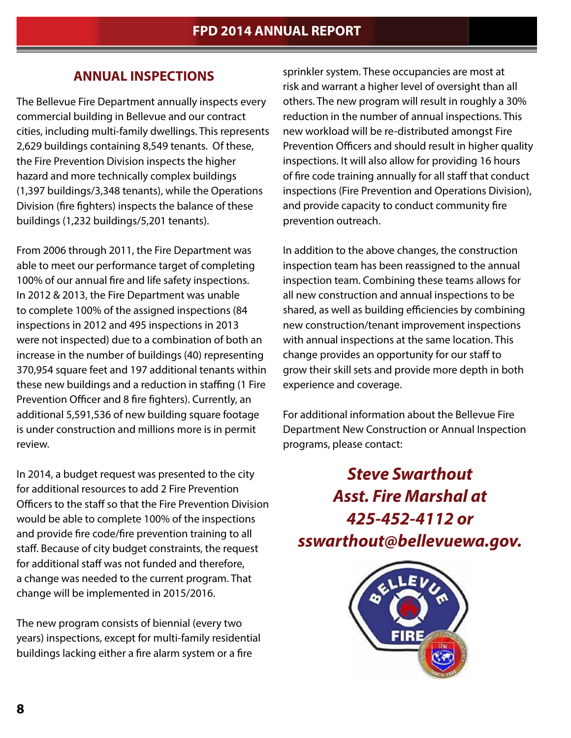## ANNUAL INSPECTIONS

The Bellevue Fire Department annually inspects every commercial building in Bellevue and our contract cities, including multi-family dwellings. This represents 2,629 buildings containing 8,549 tenants. Of these, the Fire Prevention Division inspects the higher hazard and more technically complex buildings (1,397 buildings/3,348 tenants), while the Operations Division (fire fighters) inspects the balance of these buildings (1,232 buildings/5,201 tenants).

From 2006 through 2011, the Fire Department was able to meet our performance target of completing 100% of our annual fire and life safety inspections. In 2012 & 2013, the Fire Department was unable to complete 100% of the assigned inspections (84 inspections in 2012 and 495 inspections in 2013 were not inspected) due to a combination of both an increase in the number of buildings (40) representing 370,954 square feet and 197 additional tenants within these new buildings and a reduction in staffing (1 Fire Prevention Officer and 8 fire fighters). Currently, an additional 5,591,536 of new building square footage is under construction and millions more is in permit review.

In 2014, a budget request was presented to the city for additional resources to add 2 Fire Prevention Officers to the staff so that the Fire Prevention Division would be able to complete 100% of the inspections and provide fire code/fire prevention training to all staff. Because of city budget constraints, the request for additional staff was not funded and therefore, a change was needed to the current program. That change will be implemented in 2015/2016.

The new program consists of biennial (every two years) inspections, except for multi-family residential buildings lacking either a fire alarm system or a fire sprinkler system. These occupancies are most at risk and warrant a higher level of oversight than all others. The new program will result in roughly a 30% reduction in the number of annual inspections. This new workload will be re-distributed amongst Fire Prevention Officers and should result in higher quality inspections. It will also allow for providing 16 hours of fire code training annually for all staff that conduct inspections (Fire Prevention and Operations Division), and provide capacity to conduct community fire prevention outreach.

In addition to the above changes, the construction inspection team has been reassigned to the annual inspection team. Combining these teams allows for all new construction and annual inspections to be shared, as well as building efficiencies by combining new construction/tenant improvement inspections with annual inspections at the same location. This change provides an opportunity for our staff to grow their skill sets and provide more depth in both experience and coverage.

For additional information about the Bellevue Fire Department New Construction or Annual Inspection programs, please contact:

***Steve Swarthout***
***Asst. Fire Marshal at***
***425-452-4112 or***
***sswarthout@bellevuewa.gov.***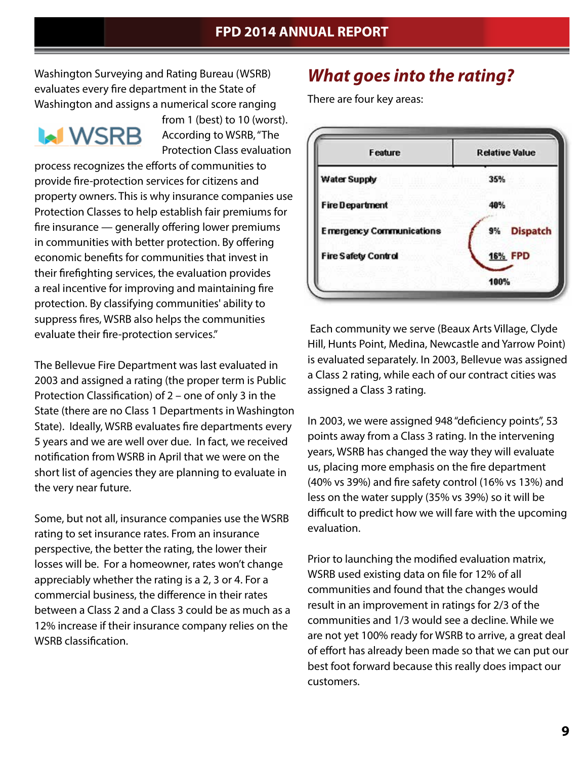Washington Surveying and Rating Bureau (WSRB) evaluates every fire department in the State of Washington and assigns a numerical score ranging from 1 (best) to 10 (worst). According to WSRB, "The Protection Class evaluation process recognizes the efforts of communities to provide fire-protection services for citizens and property owners. This is why insurance companies use Protection Classes to help establish fair premiums for fire insurance — generally offering lower premiums in communities with better protection. By offering economic benefits for communities that invest in their firefighting services, the evaluation provides a real incentive for improving and maintaining fire protection. By classifying communities' ability to suppress fires, WSRB also helps the communities evaluate their fire-protection services."

The Bellevue Fire Department was last evaluated in 2003 and assigned a rating (the proper term is Public Protection Classification) of 2 – one of only 3 in the State (there are no Class 1 Departments in Washington State). Ideally, WSRB evaluates fire departments every 5 years and we are well over due. In fact, we received notification from WSRB in April that we were on the short list of agencies they are planning to evaluate in the very near future.

Some, but not all, insurance companies use the WSRB rating to set insurance rates. From an insurance perspective, the better the rating, the lower their losses will be. For a homeowner, rates won't change appreciably whether the rating is a 2, 3 or 4. For a commercial business, the difference in their rates between a Class 2 and a Class 3 could be as much as a 12% increase if their insurance company relies on the WSRB classification.

## *What goes into the rating?*

There are four key areas:

| Feature | Relative Value |
|---|---|
| Water Supply | 35% |
| Fire Department | 40% |
| Emergency Communications | 9% Dispatch |
| Fire Safety Control | 16% FPD |
| | 100% |

Each community we serve (Beaux Arts Village, Clyde Hill, Hunts Point, Medina, Newcastle and Yarrow Point) is evaluated separately. In 2003, Bellevue was assigned a Class 2 rating, while each of our contract cities was assigned a Class 3 rating.

In 2003, we were assigned 948 "deficiency points", 53 points away from a Class 3 rating. In the intervening years, WSRB has changed the way they will evaluate us, placing more emphasis on the fire department (40% vs 39%) and fire safety control (16% vs 13%) and less on the water supply (35% vs 39%) so it will be difficult to predict how we will fare with the upcoming evaluation.

Prior to launching the modified evaluation matrix, WSRB used existing data on file for 12% of all communities and found that the changes would result in an improvement in ratings for 2/3 of the communities and 1/3 would see a decline. While we are not yet 100% ready for WSRB to arrive, a great deal of effort has already been made so that we can put our best foot forward because this really does impact our customers.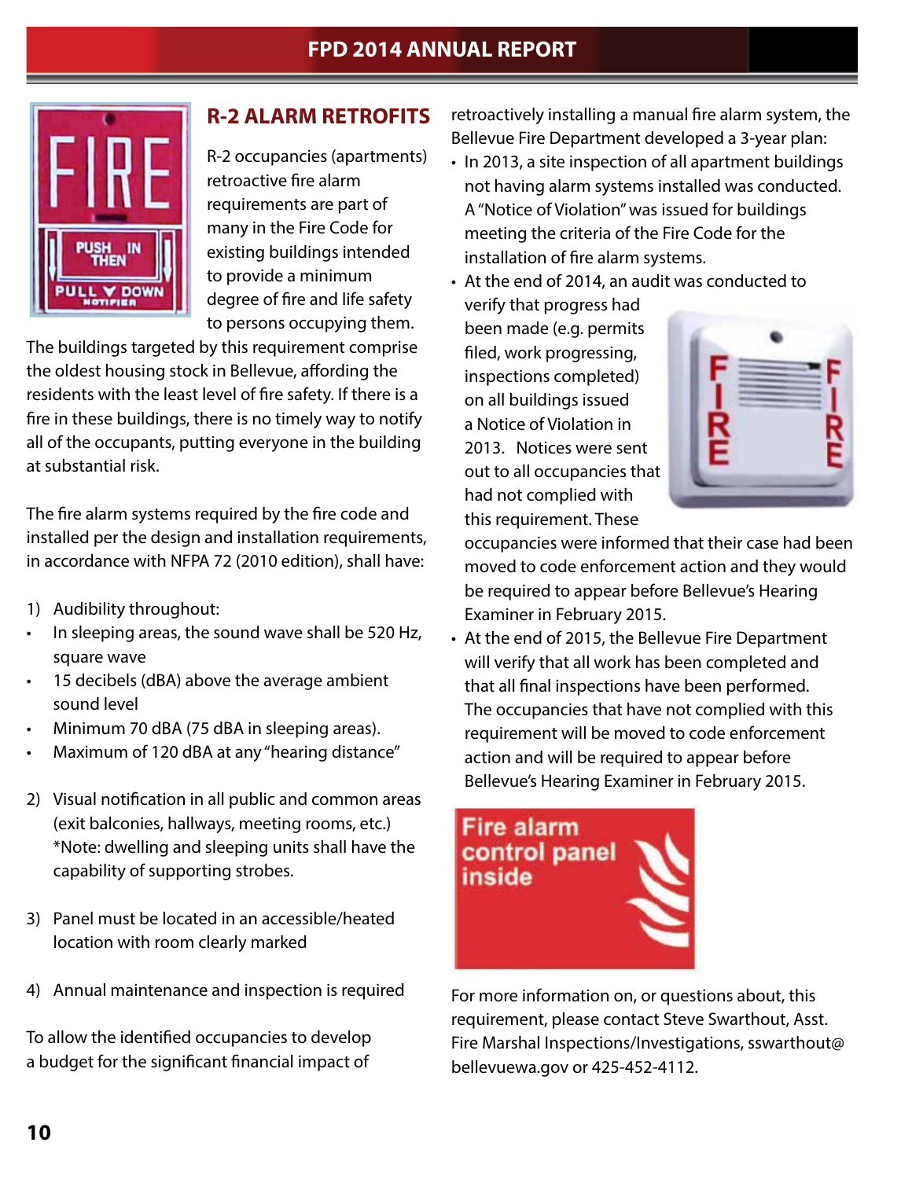## R-2 ALARM RETROFITS

R-2 occupancies (apartments) retroactive fire alarm requirements are part of many in the Fire Code for existing buildings intended to provide a minimum degree of fire and life safety to persons occupying them. The buildings targeted by this requirement comprise the oldest housing stock in Bellevue, affording the residents with the least level of fire safety. If there is a fire in these buildings, there is no timely way to notify all of the occupants, putting everyone in the building at substantial risk.

The fire alarm systems required by the fire code and installed per the design and installation requirements, in accordance with NFPA 72 (2010 edition), shall have:

1) Audibility throughout:
   - In sleeping areas, the sound wave shall be 520 Hz, square wave
   - 15 decibels (dBA) above the average ambient sound level
   - Minimum 70 dBA (75 dBA in sleeping areas).
   - Maximum of 120 dBA at any "hearing distance"

2) Visual notification in all public and common areas (exit balconies, hallways, meeting rooms, etc.) *Note: dwelling and sleeping units shall have the capability of supporting strobes.

3) Panel must be located in an accessible/heated location with room clearly marked

4) Annual maintenance and inspection is required

To allow the identified occupancies to develop a budget for the significant financial impact of retroactively installing a manual fire alarm system, the Bellevue Fire Department developed a 3-year plan:

- In 2013, a site inspection of all apartment buildings not having alarm systems installed was conducted. A "Notice of Violation" was issued for buildings meeting the criteria of the Fire Code for the installation of fire alarm systems.
- At the end of 2014, an audit was conducted to verify that progress had been made (e.g. permits filed, work progressing, inspections completed) on all buildings issued a Notice of Violation in 2013. Notices were sent out to all occupancies that had not complied with this requirement. These occupancies were informed that their case had been moved to code enforcement action and they would be required to appear before Bellevue's Hearing Examiner in February 2015.
- At the end of 2015, the Bellevue Fire Department will verify that all work has been completed and that all final inspections have been performed. The occupancies that have not complied with this requirement will be moved to code enforcement action and will be required to appear before Bellevue's Hearing Examiner in February 2015.

For more information on, or questions about, this requirement, please contact Steve Swarthout, Asst. Fire Marshal Inspections/Investigations, sswarthout@bellevuewa.gov or 425-452-4112.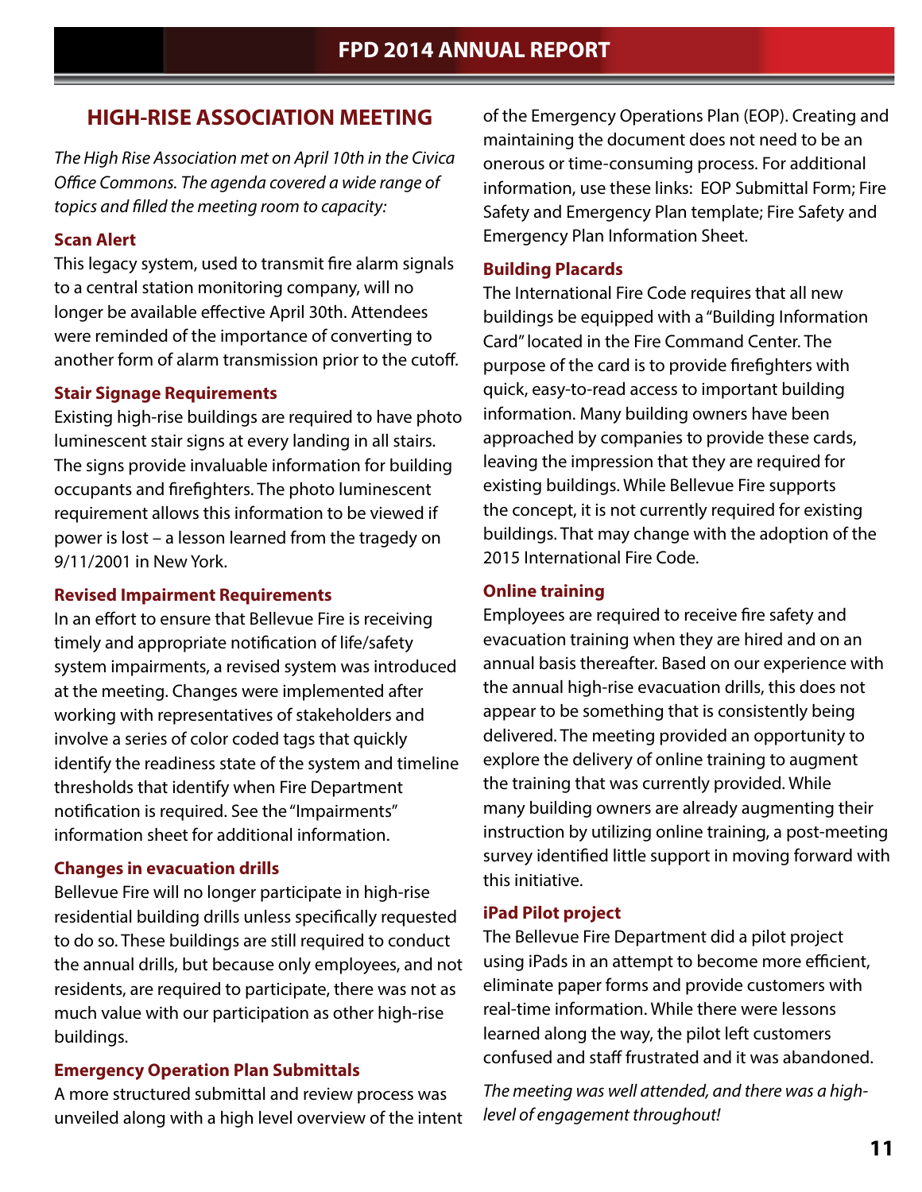## HIGH-RISE ASSOCIATION MEETING

*The High Rise Association met on April 10th in the Civica Office Commons. The agenda covered a wide range of topics and filled the meeting room to capacity:*

### Scan Alert

This legacy system, used to transmit fire alarm signals to a central station monitoring company, will no longer be available effective April 30th. Attendees were reminded of the importance of converting to another form of alarm transmission prior to the cutoff.

### Stair Signage Requirements

Existing high-rise buildings are required to have photo luminescent stair signs at every landing in all stairs. The signs provide invaluable information for building occupants and firefighters. The photo luminescent requirement allows this information to be viewed if power is lost – a lesson learned from the tragedy on 9/11/2001 in New York.

### Revised Impairment Requirements

In an effort to ensure that Bellevue Fire is receiving timely and appropriate notification of life/safety system impairments, a revised system was introduced at the meeting. Changes were implemented after working with representatives of stakeholders and involve a series of color coded tags that quickly identify the readiness state of the system and timeline thresholds that identify when Fire Department notification is required. See the "Impairments" information sheet for additional information.

### Changes in evacuation drills

Bellevue Fire will no longer participate in high-rise residential building drills unless specifically requested to do so. These buildings are still required to conduct the annual drills, but because only employees, and not residents, are required to participate, there was not as much value with our participation as other high-rise buildings.

### Emergency Operation Plan Submittals

A more structured submittal and review process was unveiled along with a high level overview of the intent of the Emergency Operations Plan (EOP). Creating and maintaining the document does not need to be an onerous or time-consuming process. For additional information, use these links: EOP Submittal Form; Fire Safety and Emergency Plan template; Fire Safety and Emergency Plan Information Sheet.

### Building Placards

The International Fire Code requires that all new buildings be equipped with a "Building Information Card" located in the Fire Command Center. The purpose of the card is to provide firefighters with quick, easy-to-read access to important building information. Many building owners have been approached by companies to provide these cards, leaving the impression that they are required for existing buildings. While Bellevue Fire supports the concept, it is not currently required for existing buildings. That may change with the adoption of the 2015 International Fire Code.

### Online training

Employees are required to receive fire safety and evacuation training when they are hired and on an annual basis thereafter. Based on our experience with the annual high-rise evacuation drills, this does not appear to be something that is consistently being delivered. The meeting provided an opportunity to explore the delivery of online training to augment the training that was currently provided. While many building owners are already augmenting their instruction by utilizing online training, a post-meeting survey identified little support in moving forward with this initiative.

### iPad Pilot project

The Bellevue Fire Department did a pilot project using iPads in an attempt to become more efficient, eliminate paper forms and provide customers with real-time information. While there were lessons learned along the way, the pilot left customers confused and staff frustrated and it was abandoned.

*The meeting was well attended, and there was a high-level of engagement throughout!*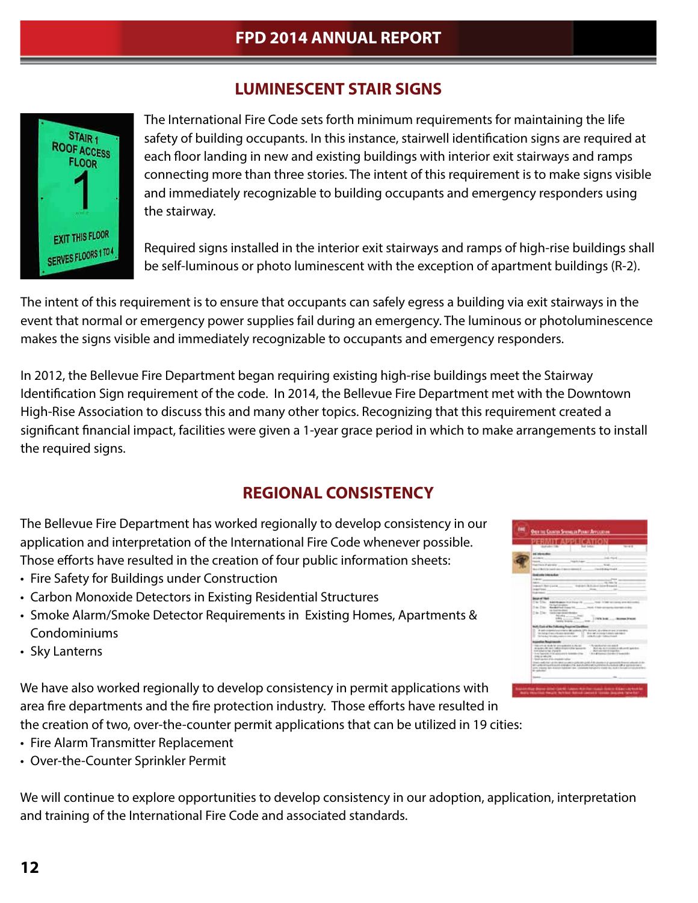## LUMINESCENT STAIR SIGNS

The International Fire Code sets forth minimum requirements for maintaining the life safety of building occupants. In this instance, stairwell identification signs are required at each floor landing in new and existing buildings with interior exit stairways and ramps connecting more than three stories. The intent of this requirement is to make signs visible and immediately recognizable to building occupants and emergency responders using the stairway.

Required signs installed in the interior exit stairways and ramps of high-rise buildings shall be self-luminous or photo luminescent with the exception of apartment buildings (R-2).

The intent of this requirement is to ensure that occupants can safely egress a building via exit stairways in the event that normal or emergency power supplies fail during an emergency. The luminous or photoluminescence makes the signs visible and immediately recognizable to occupants and emergency responders.

In 2012, the Bellevue Fire Department began requiring existing high-rise buildings meet the Stairway Identification Sign requirement of the code. In 2014, the Bellevue Fire Department met with the Downtown High-Rise Association to discuss this and many other topics. Recognizing that this requirement created a significant financial impact, facilities were given a 1-year grace period in which to make arrangements to install the required signs.

## REGIONAL CONSISTENCY

The Bellevue Fire Department has worked regionally to develop consistency in our application and interpretation of the International Fire Code whenever possible. Those efforts have resulted in the creation of four public information sheets:

- Fire Safety for Buildings under Construction
- Carbon Monoxide Detectors in Existing Residential Structures
- Smoke Alarm/Smoke Detector Requirements in Existing Homes, Apartments & Condominiums
- Sky Lanterns

We have also worked regionally to develop consistency in permit applications with area fire departments and the fire protection industry. Those efforts have resulted in the creation of two, over-the-counter permit applications that can be utilized in 19 cities:

- Fire Alarm Transmitter Replacement
- Over-the-Counter Sprinkler Permit

We will continue to explore opportunities to develop consistency in our adoption, application, interpretation and training of the International Fire Code and associated standards.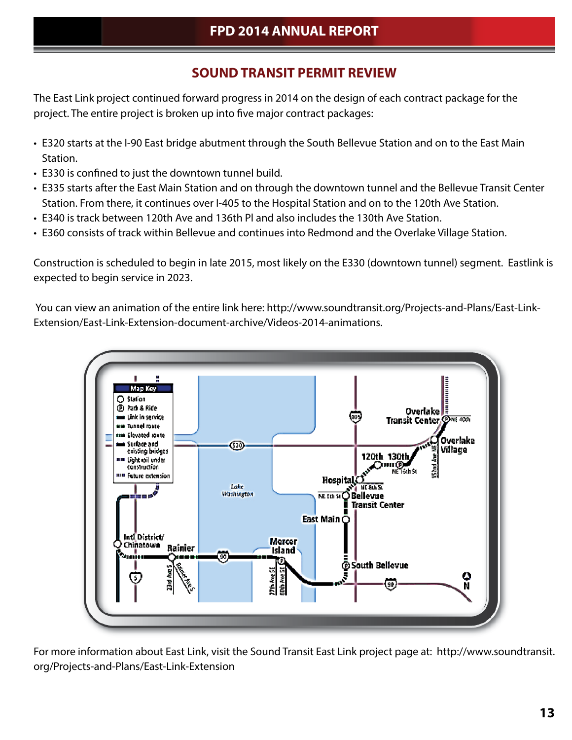## SOUND TRANSIT PERMIT REVIEW

The East Link project continued forward progress in 2014 on the design of each contract package for the project. The entire project is broken up into five major contract packages:

- E320 starts at the I-90 East bridge abutment through the South Bellevue Station and on to the East Main Station.
- E330 is confined to just the downtown tunnel build.
- E335 starts after the East Main Station and on through the downtown tunnel and the Bellevue Transit Center Station. From there, it continues over I-405 to the Hospital Station and on to the 120th Ave Station.
- E340 is track between 120th Ave and 136th Pl and also includes the 130th Ave Station.
- E360 consists of track within Bellevue and continues into Redmond and the Overlake Village Station.

Construction is scheduled to begin in late 2015, most likely on the E330 (downtown tunnel) segment. Eastlink is expected to begin service in 2023.

You can view an animation of the entire link here: http://www.soundtransit.org/Projects-and-Plans/East-Link-Extension/East-Link-Extension-document-archive/Videos-2014-animations.

For more information about East Link, visit the Sound Transit East Link project page at: http://www.soundtransit.org/Projects-and-Plans/East-Link-Extension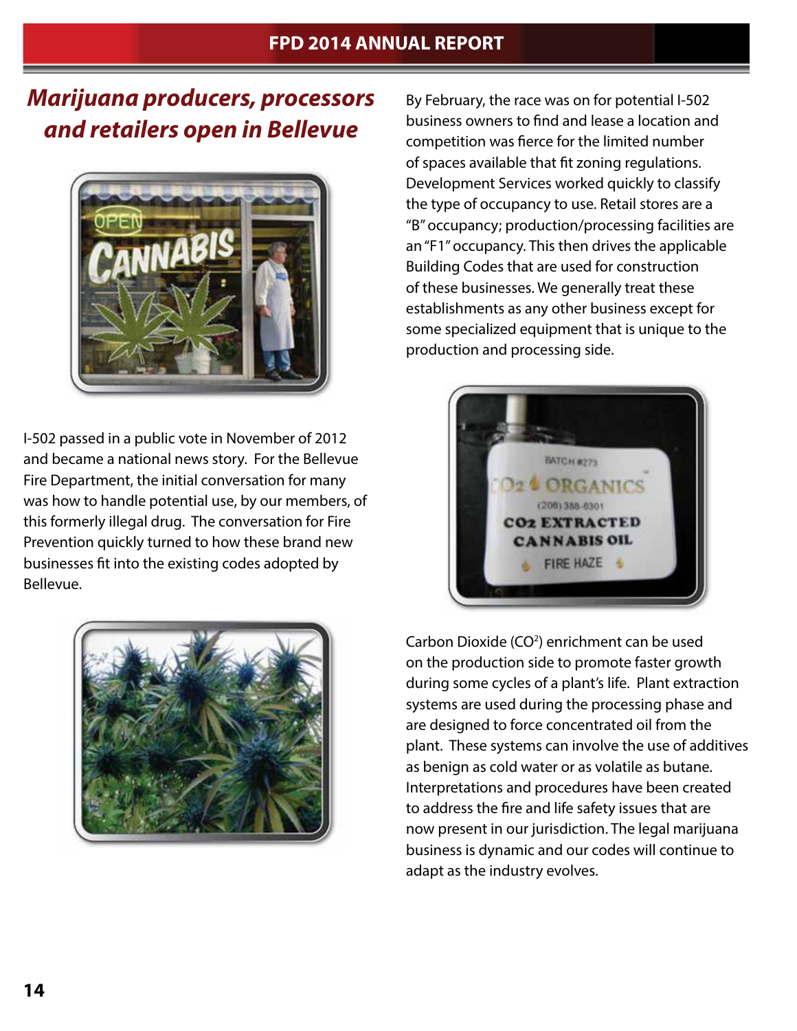# *Marijuana producers, processors and retailers open in Bellevue*

I-502 passed in a public vote in November of 2012 and became a national news story. For the Bellevue Fire Department, the initial conversation for many was how to handle potential use, by our members, of this formerly illegal drug. The conversation for Fire Prevention quickly turned to how these brand new businesses fit into the existing codes adopted by Bellevue.

By February, the race was on for potential I-502 business owners to find and lease a location and competition was fierce for the limited number of spaces available that fit zoning regulations. Development Services worked quickly to classify the type of occupancy to use. Retail stores are a "B" occupancy; production/processing facilities are an "F1" occupancy. This then drives the applicable Building Codes that are used for construction of these businesses. We generally treat these establishments as any other business except for some specialized equipment that is unique to the production and processing side.

Carbon Dioxide ($CO^2$) enrichment can be used on the production side to promote faster growth during some cycles of a plant's life. Plant extraction systems are used during the processing phase and are designed to force concentrated oil from the plant. These systems can involve the use of additives as benign as cold water or as volatile as butane. Interpretations and procedures have been created to address the fire and life safety issues that are now present in our jurisdiction. The legal marijuana business is dynamic and our codes will continue to adapt as the industry evolves.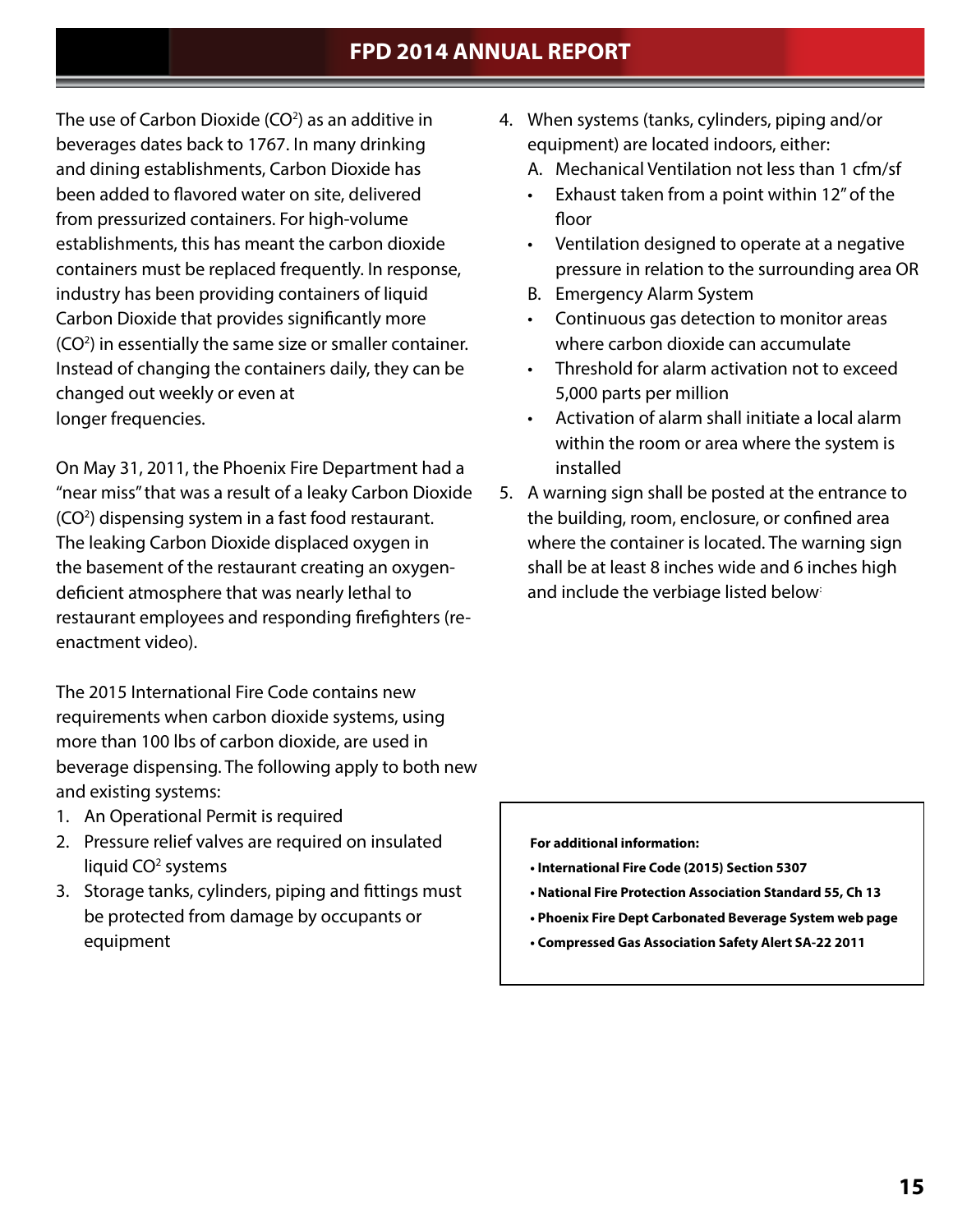The use of Carbon Dioxide ($CO^2$) as an additive in beverages dates back to 1767. In many drinking and dining establishments, Carbon Dioxide has been added to flavored water on site, delivered from pressurized containers. For high-volume establishments, this has meant the carbon dioxide containers must be replaced frequently. In response, industry has been providing containers of liquid Carbon Dioxide that provides significantly more ($CO^2$) in essentially the same size or smaller container. Instead of changing the containers daily, they can be changed out weekly or even at longer frequencies.

On May 31, 2011, the Phoenix Fire Department had a "near miss" that was a result of a leaky Carbon Dioxide ($CO^2$) dispensing system in a fast food restaurant. The leaking Carbon Dioxide displaced oxygen in the basement of the restaurant creating an oxygen-deficient atmosphere that was nearly lethal to restaurant employees and responding firefighters (re-enactment video).

The 2015 International Fire Code contains new requirements when carbon dioxide systems, using more than 100 lbs of carbon dioxide, are used in beverage dispensing. The following apply to both new and existing systems:

1. An Operational Permit is required
2. Pressure relief valves are required on insulated liquid $CO^2$ systems
3. Storage tanks, cylinders, piping and fittings must be protected from damage by occupants or equipment
4. When systems (tanks, cylinders, piping and/or equipment) are located indoors, either:
   A. Mechanical Ventilation not less than 1 cfm/sf
   - Exhaust taken from a point within 12" of the floor
   - Ventilation designed to operate at a negative pressure in relation to the surrounding area OR

   B. Emergency Alarm System
   - Continuous gas detection to monitor areas where carbon dioxide can accumulate
   - Threshold for alarm activation not to exceed 5,000 parts per million
   - Activation of alarm shall initiate a local alarm within the room or area where the system is installed
5. A warning sign shall be posted at the entrance to the building, room, enclosure, or confined area where the container is located. The warning sign shall be at least 8 inches wide and 6 inches high and include the verbiage listed below:

**For additional information:**

- **International Fire Code (2015) Section 5307**
- **National Fire Protection Association Standard 55, Ch 13**
- **Phoenix Fire Dept Carbonated Beverage System web page**
- **Compressed Gas Association Safety Alert SA-22 2011**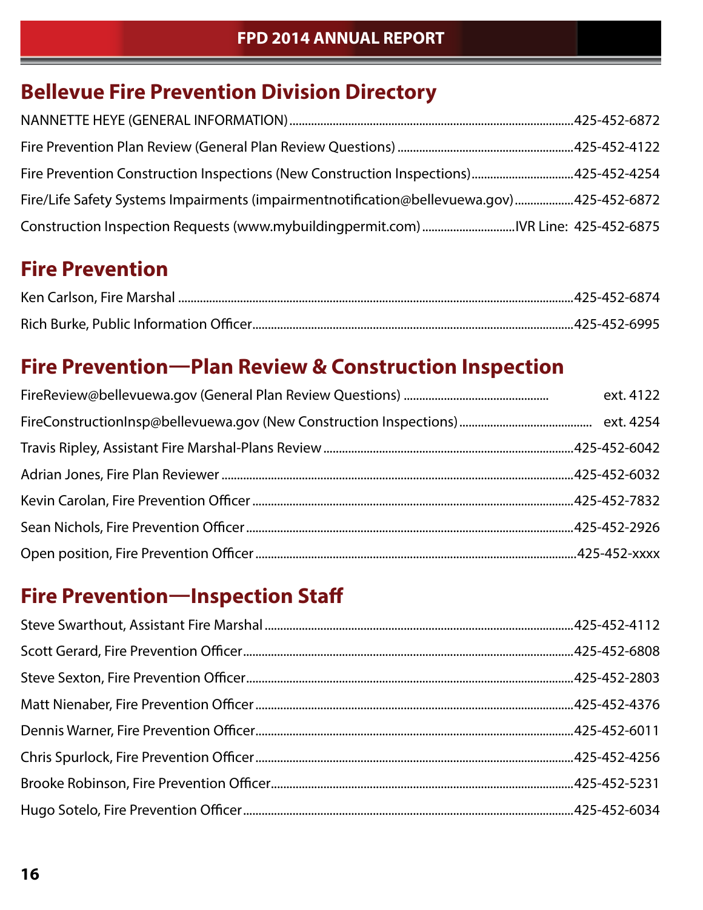## Bellevue Fire Prevention Division Directory

NANNETTE HEYE (GENERAL INFORMATION)..........425-452-6872

Fire Prevention Plan Review (General Plan Review Questions)..........425-452-4122

Fire Prevention Construction Inspections (New Construction Inspections)..........425-452-4254

Fire/Life Safety Systems Impairments (impairmentnotification@bellevuewa.gov)..........425-452-6872

Construction Inspection Requests (www.mybuildingpermit.com)..........IVR Line: 425-452-6875

## Fire Prevention

Ken Carlson, Fire Marshal..........425-452-6874

Rich Burke, Public Information Officer..........425-452-6995

## Fire Prevention—Plan Review & Construction Inspection

FireReview@bellevuewa.gov (General Plan Review Questions).......... ext. 4122

FireConstructionInsp@bellevuewa.gov (New Construction Inspections).......... ext. 4254

Travis Ripley, Assistant Fire Marshal-Plans Review..........425-452-6042

Adrian Jones, Fire Plan Reviewer..........425-452-6032

Kevin Carolan, Fire Prevention Officer..........425-452-7832

Sean Nichols, Fire Prevention Officer..........425-452-2926

Open position, Fire Prevention Officer..........425-452-xxxx

## Fire Prevention—Inspection Staff

Steve Swarthout, Assistant Fire Marshal..........425-452-4112

Scott Gerard, Fire Prevention Officer..........425-452-6808

Steve Sexton, Fire Prevention Officer..........425-452-2803

Matt Nienaber, Fire Prevention Officer..........425-452-4376

Dennis Warner, Fire Prevention Officer..........425-452-6011

Chris Spurlock, Fire Prevention Officer..........425-452-4256

Brooke Robinson, Fire Prevention Officer..........425-452-5231

Hugo Sotelo, Fire Prevention Officer..........425-452-6034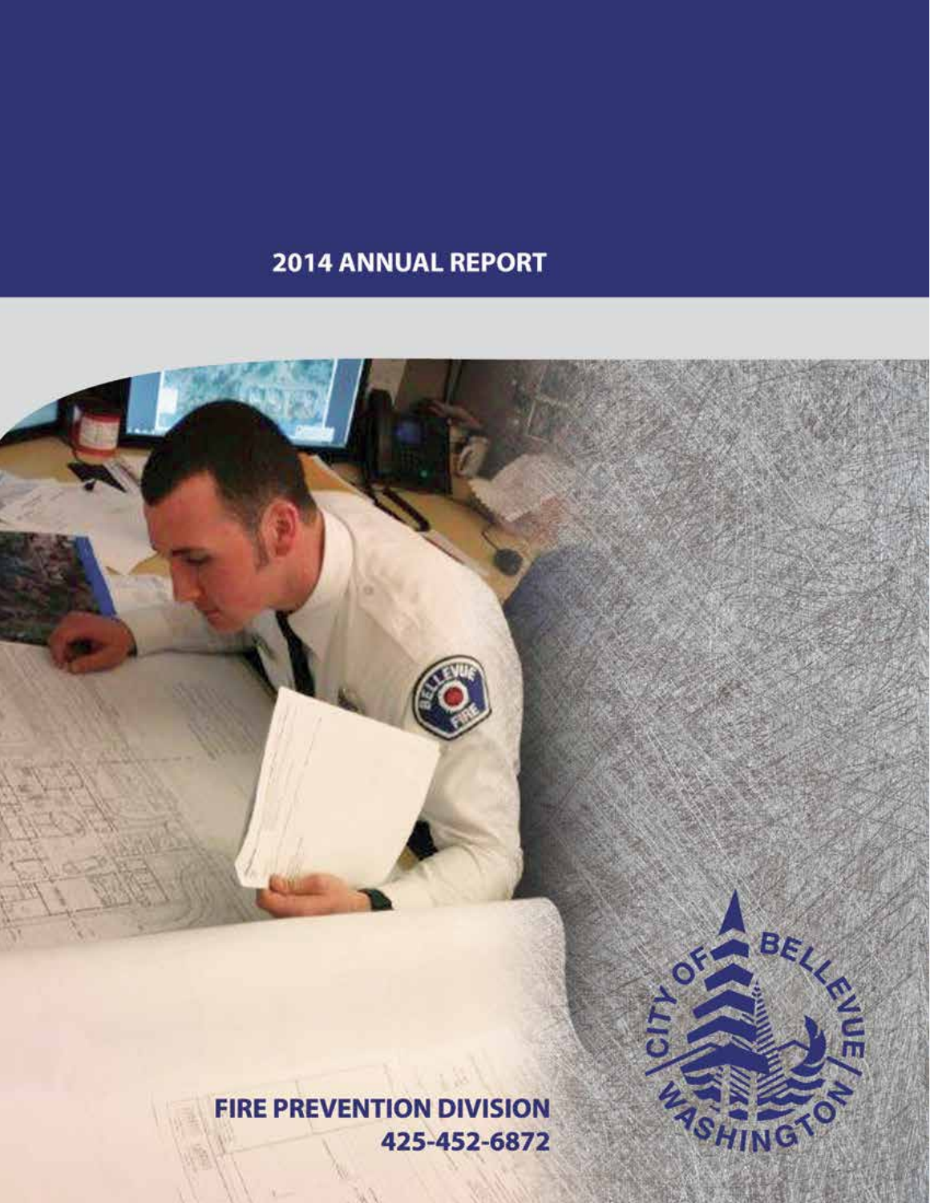**2014 ANNUAL REPORT**

**FIRE PREVENTION DIVISION**
**425-452-6872**